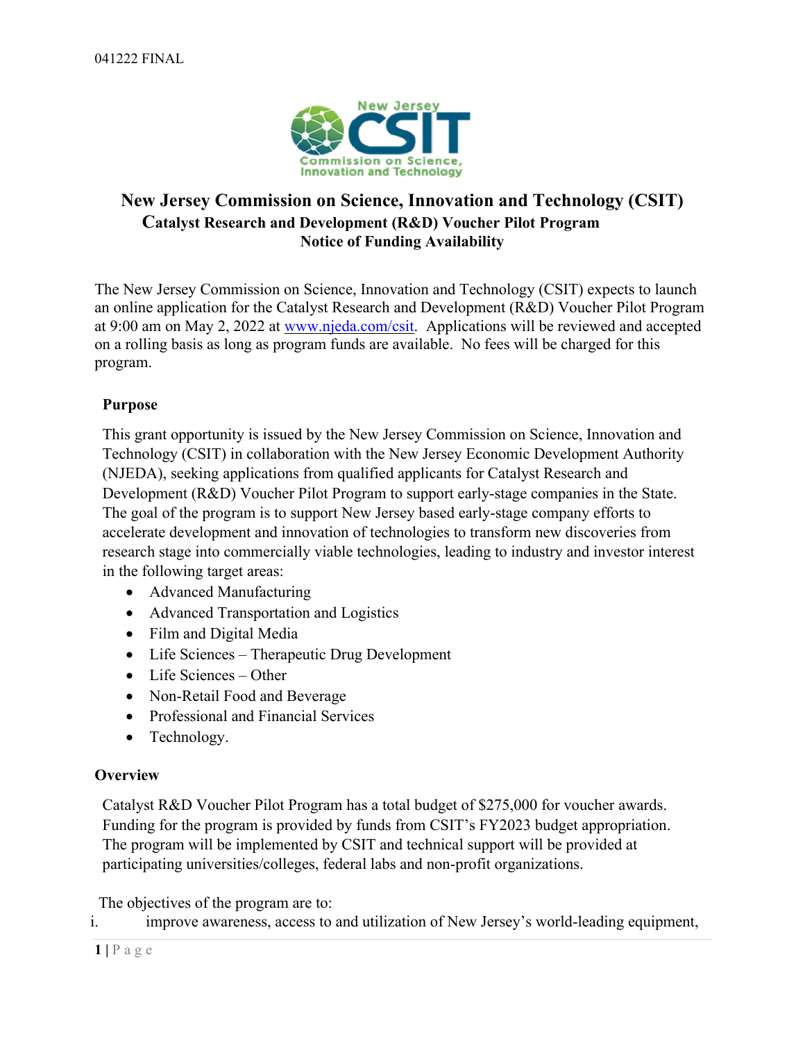041222 FINAL

# New Jersey Commission on Science, Innovation and Technology (CSIT)

## Catalyst Research and Development (R&D) Voucher Pilot Program

## Notice of Funding Availability

The New Jersey Commission on Science, Innovation and Technology (CSIT) expects to launch an online application for the Catalyst Research and Development (R&D) Voucher Pilot Program at 9:00 am on May 2, 2022 at [www.njeda.com/csit](www.njeda.com/csit). Applications will be reviewed and accepted on a rolling basis as long as program funds are available. No fees will be charged for this program.

### Purpose

This grant opportunity is issued by the New Jersey Commission on Science, Innovation and Technology (CSIT) in collaboration with the New Jersey Economic Development Authority (NJEDA), seeking applications from qualified applicants for Catalyst Research and Development (R&D) Voucher Pilot Program to support early-stage companies in the State. The goal of the program is to support New Jersey based early-stage company efforts to accelerate development and innovation of technologies to transform new discoveries from research stage into commercially viable technologies, leading to industry and investor interest in the following target areas:

- Advanced Manufacturing
- Advanced Transportation and Logistics
- Film and Digital Media
- Life Sciences – Therapeutic Drug Development
- Life Sciences – Other
- Non-Retail Food and Beverage
- Professional and Financial Services
- Technology.

### Overview

Catalyst R&D Voucher Pilot Program has a total budget of $275,000 for voucher awards. Funding for the program is provided by funds from CSIT's FY2023 budget appropriation. The program will be implemented by CSIT and technical support will be provided at participating universities/colleges, federal labs and non-profit organizations.

The objectives of the program are to:

i. improve awareness, access to and utilization of New Jersey's world-leading equipment,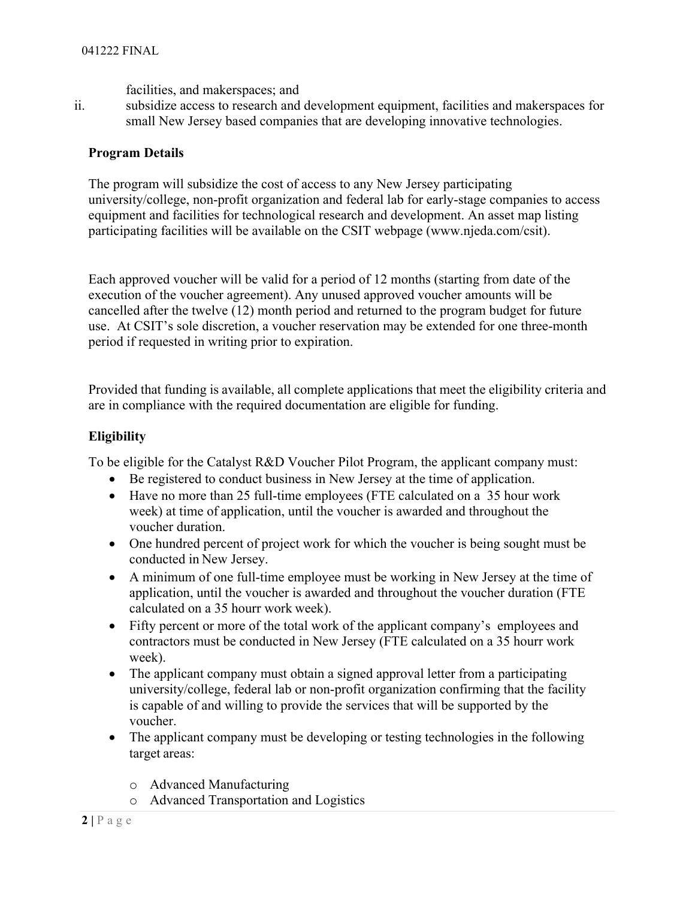facilities, and makerspaces; and

ii. subsidize access to research and development equipment, facilities and makerspaces for small New Jersey based companies that are developing innovative technologies.

**Program Details**

The program will subsidize the cost of access to any New Jersey participating university/college, non-profit organization and federal lab for early-stage companies to access equipment and facilities for technological research and development. An asset map listing participating facilities will be available on the CSIT webpage (www.njeda.com/csit).

Each approved voucher will be valid for a period of 12 months (starting from date of the execution of the voucher agreement). Any unused approved voucher amounts will be cancelled after the twelve (12) month period and returned to the program budget for future use. At CSIT's sole discretion, a voucher reservation may be extended for one three-month period if requested in writing prior to expiration.

Provided that funding is available, all complete applications that meet the eligibility criteria and are in compliance with the required documentation are eligible for funding.

**Eligibility**

To be eligible for the Catalyst R&D Voucher Pilot Program, the applicant company must:

- Be registered to conduct business in New Jersey at the time of application.
- Have no more than 25 full-time employees (FTE calculated on a 35 hour work week) at time of application, until the voucher is awarded and throughout the voucher duration.
- One hundred percent of project work for which the voucher is being sought must be conducted in New Jersey.
- A minimum of one full-time employee must be working in New Jersey at the time of application, until the voucher is awarded and throughout the voucher duration (FTE calculated on a 35 hourr work week).
- Fifty percent or more of the total work of the applicant company's employees and contractors must be conducted in New Jersey (FTE calculated on a 35 hourr work week).
- The applicant company must obtain a signed approval letter from a participating university/college, federal lab or non-profit organization confirming that the facility is capable of and willing to provide the services that will be supported by the voucher.
- The applicant company must be developing or testing technologies in the following target areas:
  - Advanced Manufacturing
  - Advanced Transportation and Logistics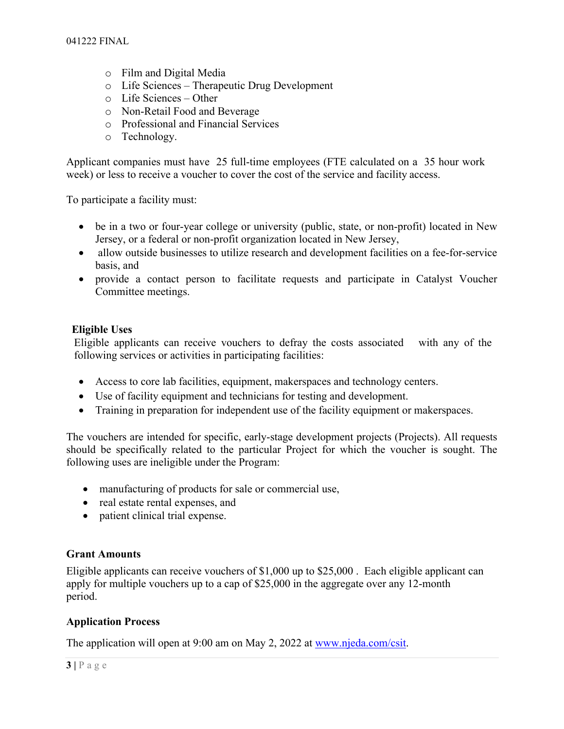- Film and Digital Media
- Life Sciences – Therapeutic Drug Development
- Life Sciences – Other
- Non-Retail Food and Beverage
- Professional and Financial Services
- Technology.

Applicant companies must have 25 full-time employees (FTE calculated on a 35 hour work week) or less to receive a voucher to cover the cost of the service and facility access.

To participate a facility must:

- be in a two or four-year college or university (public, state, or non-profit) located in New Jersey, or a federal or non-profit organization located in New Jersey,
- allow outside businesses to utilize research and development facilities on a fee-for-service basis, and
- provide a contact person to facilitate requests and participate in Catalyst Voucher Committee meetings.

**Eligible Uses**

Eligible applicants can receive vouchers to defray the costs associated with any of the following services or activities in participating facilities:

- Access to core lab facilities, equipment, makerspaces and technology centers.
- Use of facility equipment and technicians for testing and development.
- Training in preparation for independent use of the facility equipment or makerspaces.

The vouchers are intended for specific, early-stage development projects (Projects). All requests should be specifically related to the particular Project for which the voucher is sought. The following uses are ineligible under the Program:

- manufacturing of products for sale or commercial use,
- real estate rental expenses, and
- patient clinical trial expense.

**Grant Amounts**

Eligible applicants can receive vouchers of $1,000 up to $25,000 . Each eligible applicant can apply for multiple vouchers up to a cap of $25,000 in the aggregate over any 12-month period.

**Application Process**

The application will open at 9:00 am on May 2, 2022 at [www.njeda.com/csit](http://www.njeda.com/csit).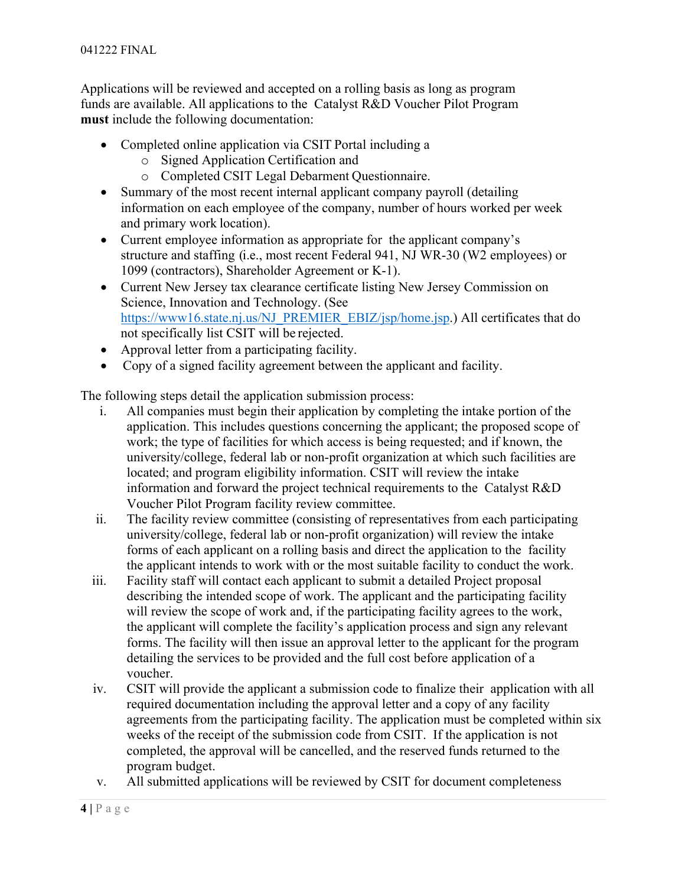Applications will be reviewed and accepted on a rolling basis as long as program funds are available. All applications to the Catalyst R&D Voucher Pilot Program **must** include the following documentation:

- Completed online application via CSIT Portal including a
  - Signed Application Certification and
  - Completed CSIT Legal Debarment Questionnaire.
- Summary of the most recent internal applicant company payroll (detailing information on each employee of the company, number of hours worked per week and primary work location).
- Current employee information as appropriate for the applicant company's structure and staffing (i.e., most recent Federal 941, NJ WR-30 (W2 employees) or 1099 (contractors), Shareholder Agreement or K-1).
- Current New Jersey tax clearance certificate listing New Jersey Commission on Science, Innovation and Technology. (See [https://www16.state.nj.us/NJ_PREMIER_EBIZ/jsp/home.jsp](https://www16.state.nj.us/NJ_PREMIER_EBIZ/jsp/home.jsp).) All certificates that do not specifically list CSIT will be rejected.
- Approval letter from a participating facility.
- Copy of a signed facility agreement between the applicant and facility.

The following steps detail the application submission process:

i. All companies must begin their application by completing the intake portion of the application. This includes questions concerning the applicant; the proposed scope of work; the type of facilities for which access is being requested; and if known, the university/college, federal lab or non-profit organization at which such facilities are located; and program eligibility information. CSIT will review the intake information and forward the project technical requirements to the Catalyst R&D Voucher Pilot Program facility review committee.

ii. The facility review committee (consisting of representatives from each participating university/college, federal lab or non-profit organization) will review the intake forms of each applicant on a rolling basis and direct the application to the facility the applicant intends to work with or the most suitable facility to conduct the work.

iii. Facility staff will contact each applicant to submit a detailed Project proposal describing the intended scope of work. The applicant and the participating facility will review the scope of work and, if the participating facility agrees to the work, the applicant will complete the facility's application process and sign any relevant forms. The facility will then issue an approval letter to the applicant for the program detailing the services to be provided and the full cost before application of a voucher.

iv. CSIT will provide the applicant a submission code to finalize their application with all required documentation including the approval letter and a copy of any facility agreements from the participating facility. The application must be completed within six weeks of the receipt of the submission code from CSIT. If the application is not completed, the approval will be cancelled, and the reserved funds returned to the program budget.

v. All submitted applications will be reviewed by CSIT for document completeness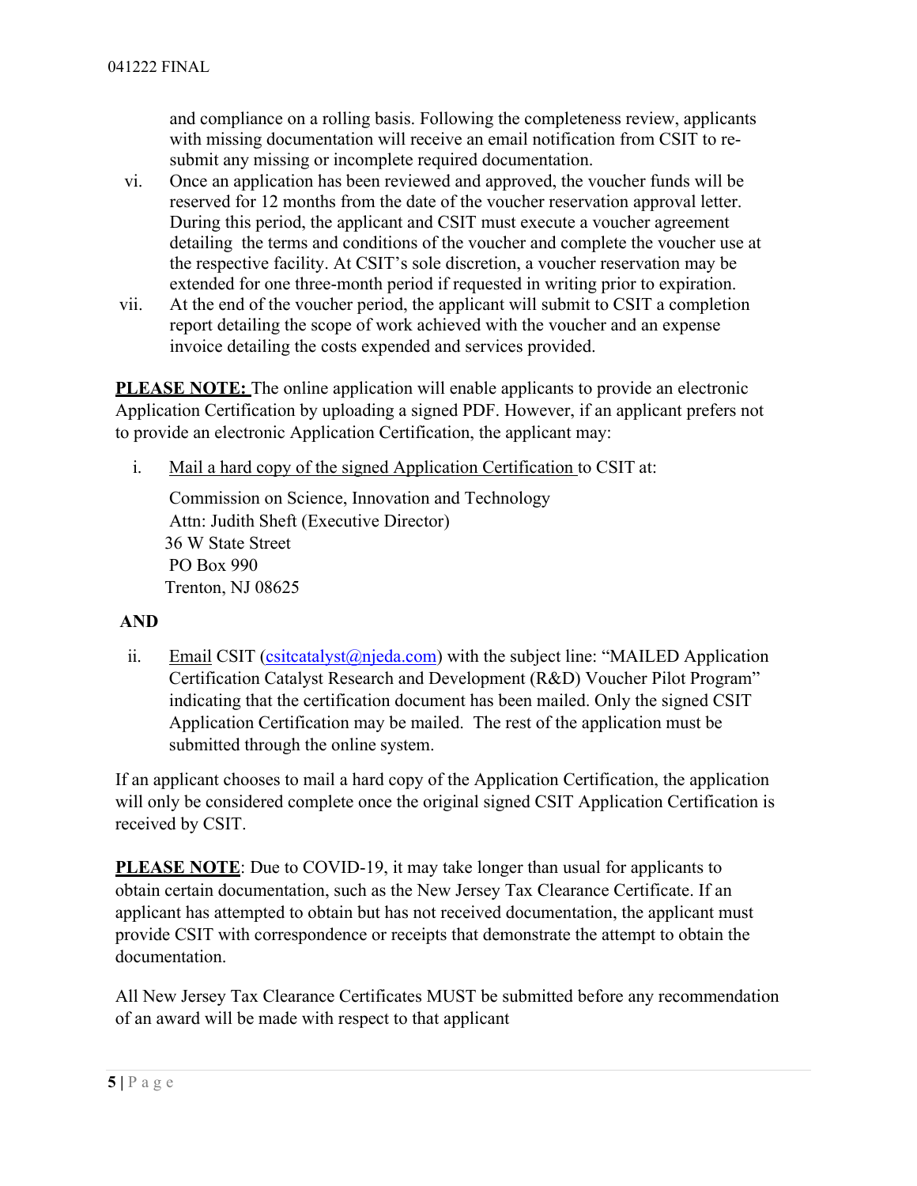and compliance on a rolling basis. Following the completeness review, applicants with missing documentation will receive an email notification from CSIT to re-submit any missing or incomplete required documentation.

vi. Once an application has been reviewed and approved, the voucher funds will be reserved for 12 months from the date of the voucher reservation approval letter. During this period, the applicant and CSIT must execute a voucher agreement detailing the terms and conditions of the voucher and complete the voucher use at the respective facility. At CSIT's sole discretion, a voucher reservation may be extended for one three-month period if requested in writing prior to expiration.

vii. At the end of the voucher period, the applicant will submit to CSIT a completion report detailing the scope of work achieved with the voucher and an expense invoice detailing the costs expended and services provided.

**PLEASE NOTE:** The online application will enable applicants to provide an electronic Application Certification by uploading a signed PDF. However, if an applicant prefers not to provide an electronic Application Certification, the applicant may:

i. Mail a hard copy of the signed Application Certification to CSIT at:

Commission on Science, Innovation and Technology
Attn: Judith Sheft (Executive Director)
36 W State Street
PO Box 990
Trenton, NJ 08625

**AND**

ii. Email CSIT (csitcatalyst@njeda.com) with the subject line: "MAILED Application Certification Catalyst Research and Development (R&D) Voucher Pilot Program" indicating that the certification document has been mailed. Only the signed CSIT Application Certification may be mailed. The rest of the application must be submitted through the online system.

If an applicant chooses to mail a hard copy of the Application Certification, the application will only be considered complete once the original signed CSIT Application Certification is received by CSIT.

**PLEASE NOTE**: Due to COVID-19, it may take longer than usual for applicants to obtain certain documentation, such as the New Jersey Tax Clearance Certificate. If an applicant has attempted to obtain but has not received documentation, the applicant must provide CSIT with correspondence or receipts that demonstrate the attempt to obtain the documentation.

All New Jersey Tax Clearance Certificates MUST be submitted before any recommendation of an award will be made with respect to that applicant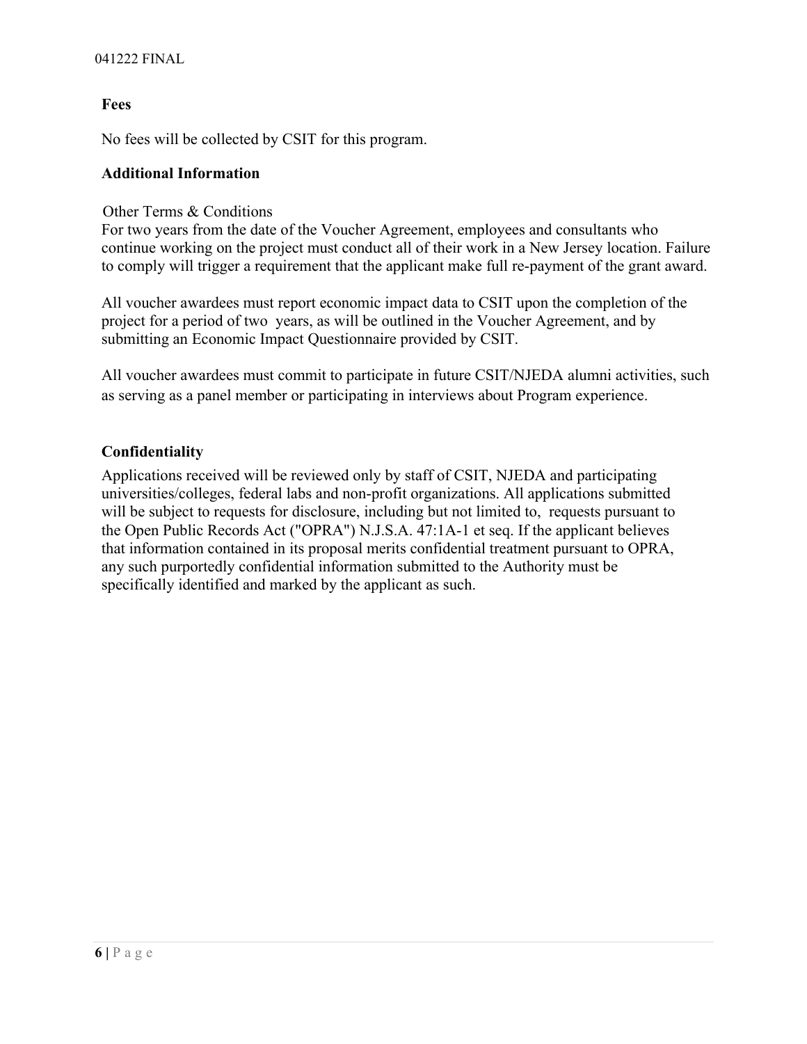**Fees**

No fees will be collected by CSIT for this program.

**Additional Information**

Other Terms & Conditions

For two years from the date of the Voucher Agreement, employees and consultants who continue working on the project must conduct all of their work in a New Jersey location. Failure to comply will trigger a requirement that the applicant make full re-payment of the grant award.

All voucher awardees must report economic impact data to CSIT upon the completion of the project for a period of two years, as will be outlined in the Voucher Agreement, and by submitting an Economic Impact Questionnaire provided by CSIT.

All voucher awardees must commit to participate in future CSIT/NJEDA alumni activities, such as serving as a panel member or participating in interviews about Program experience.

**Confidentiality**

Applications received will be reviewed only by staff of CSIT, NJEDA and participating universities/colleges, federal labs and non-profit organizations. All applications submitted will be subject to requests for disclosure, including but not limited to, requests pursuant to the Open Public Records Act ("OPRA") N.J.S.A. 47:1A-1 et seq. If the applicant believes that information contained in its proposal merits confidential treatment pursuant to OPRA, any such purportedly confidential information submitted to the Authority must be specifically identified and marked by the applicant as such.